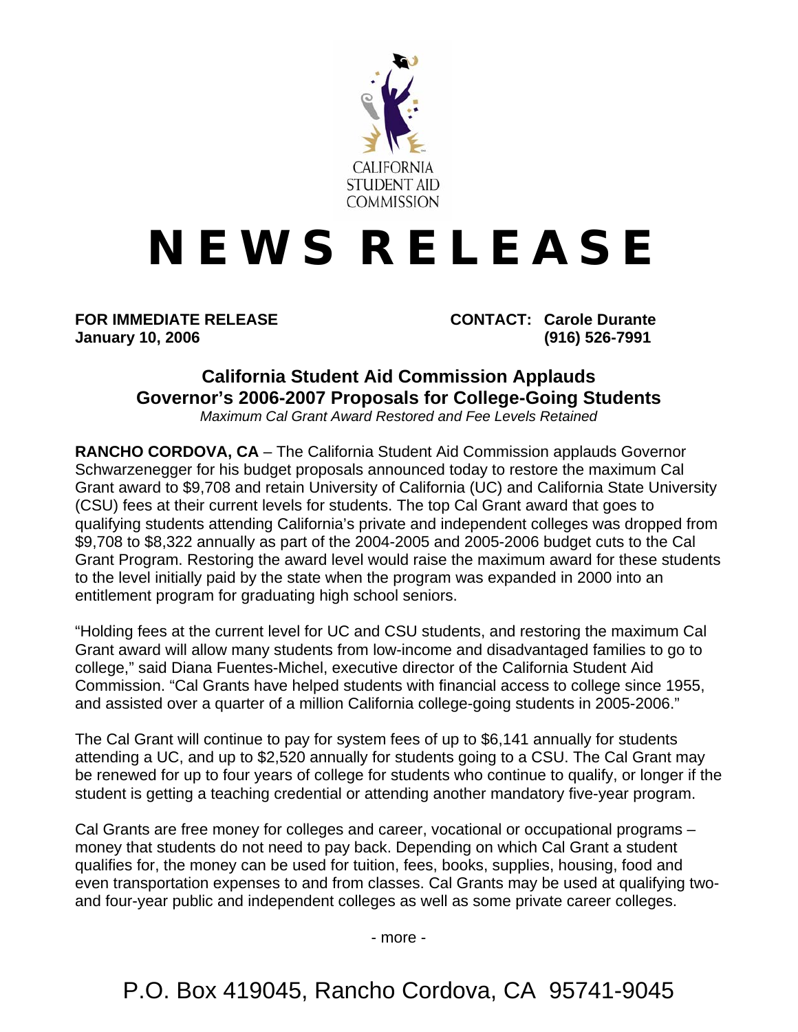CALIFORNIA STUDENT AID COMMISSION

# NEWS RELEASE

**FOR IMMEDIATE RELEASE**
**January 10, 2006**

**CONTACT: Carole Durante**
**(916) 526-7991**

## California Student Aid Commission Applauds Governor's 2006-2007 Proposals for College-Going Students

*Maximum Cal Grant Award Restored and Fee Levels Retained*

**RANCHO CORDOVA, CA** – The California Student Aid Commission applauds Governor Schwarzenegger for his budget proposals announced today to restore the maximum Cal Grant award to $9,708 and retain University of California (UC) and California State University (CSU) fees at their current levels for students. The top Cal Grant award that goes to qualifying students attending California's private and independent colleges was dropped from $9,708 to $8,322 annually as part of the 2004-2005 and 2005-2006 budget cuts to the Cal Grant Program. Restoring the award level would raise the maximum award for these students to the level initially paid by the state when the program was expanded in 2000 into an entitlement program for graduating high school seniors.

"Holding fees at the current level for UC and CSU students, and restoring the maximum Cal Grant award will allow many students from low-income and disadvantaged families to go to college," said Diana Fuentes-Michel, executive director of the California Student Aid Commission. "Cal Grants have helped students with financial access to college since 1955, and assisted over a quarter of a million California college-going students in 2005-2006."

The Cal Grant will continue to pay for system fees of up to $6,141 annually for students attending a UC, and up to $2,520 annually for students going to a CSU. The Cal Grant may be renewed for up to four years of college for students who continue to qualify, or longer if the student is getting a teaching credential or attending another mandatory five-year program.

Cal Grants are free money for colleges and career, vocational or occupational programs – money that students do not need to pay back. Depending on which Cal Grant a student qualifies for, the money can be used for tuition, fees, books, supplies, housing, food and even transportation expenses to and from classes. Cal Grants may be used at qualifying two- and four-year public and independent colleges as well as some private career colleges.

- more -

P.O. Box 419045, Rancho Cordova, CA 95741-9045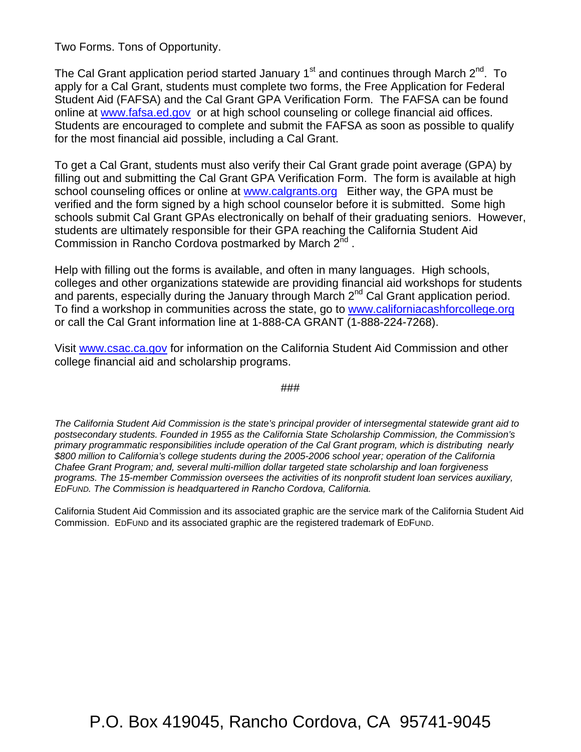Two Forms. Tons of Opportunity.

The Cal Grant application period started January 1st and continues through March 2nd. To apply for a Cal Grant, students must complete two forms, the Free Application for Federal Student Aid (FAFSA) and the Cal Grant GPA Verification Form. The FAFSA can be found online at www.fafsa.ed.gov or at high school counseling or college financial aid offices. Students are encouraged to complete and submit the FAFSA as soon as possible to qualify for the most financial aid possible, including a Cal Grant.

To get a Cal Grant, students must also verify their Cal Grant grade point average (GPA) by filling out and submitting the Cal Grant GPA Verification Form. The form is available at high school counseling offices or online at www.calgrants.org Either way, the GPA must be verified and the form signed by a high school counselor before it is submitted. Some high schools submit Cal Grant GPAs electronically on behalf of their graduating seniors. However, students are ultimately responsible for their GPA reaching the California Student Aid Commission in Rancho Cordova postmarked by March 2nd .

Help with filling out the forms is available, and often in many languages. High schools, colleges and other organizations statewide are providing financial aid workshops for students and parents, especially during the January through March 2nd Cal Grant application period. To find a workshop in communities across the state, go to www.californiacashforcollege.org or call the Cal Grant information line at 1-888-CA GRANT (1-888-224-7268).

Visit www.csac.ca.gov for information on the California Student Aid Commission and other college financial aid and scholarship programs.

###

*The California Student Aid Commission is the state's principal provider of intersegmental statewide grant aid to postsecondary students. Founded in 1955 as the California State Scholarship Commission, the Commission's primary programmatic responsibilities include operation of the Cal Grant program, which is distributing nearly $800 million to California's college students during the 2005-2006 school year; operation of the California Chafee Grant Program; and, several multi-million dollar targeted state scholarship and loan forgiveness programs. The 15-member Commission oversees the activities of its nonprofit student loan services auxiliary, EDFUND. The Commission is headquartered in Rancho Cordova, California.*

California Student Aid Commission and its associated graphic are the service mark of the California Student Aid Commission. EDFUND and its associated graphic are the registered trademark of EDFUND.

P.O. Box 419045, Rancho Cordova, CA 95741-9045